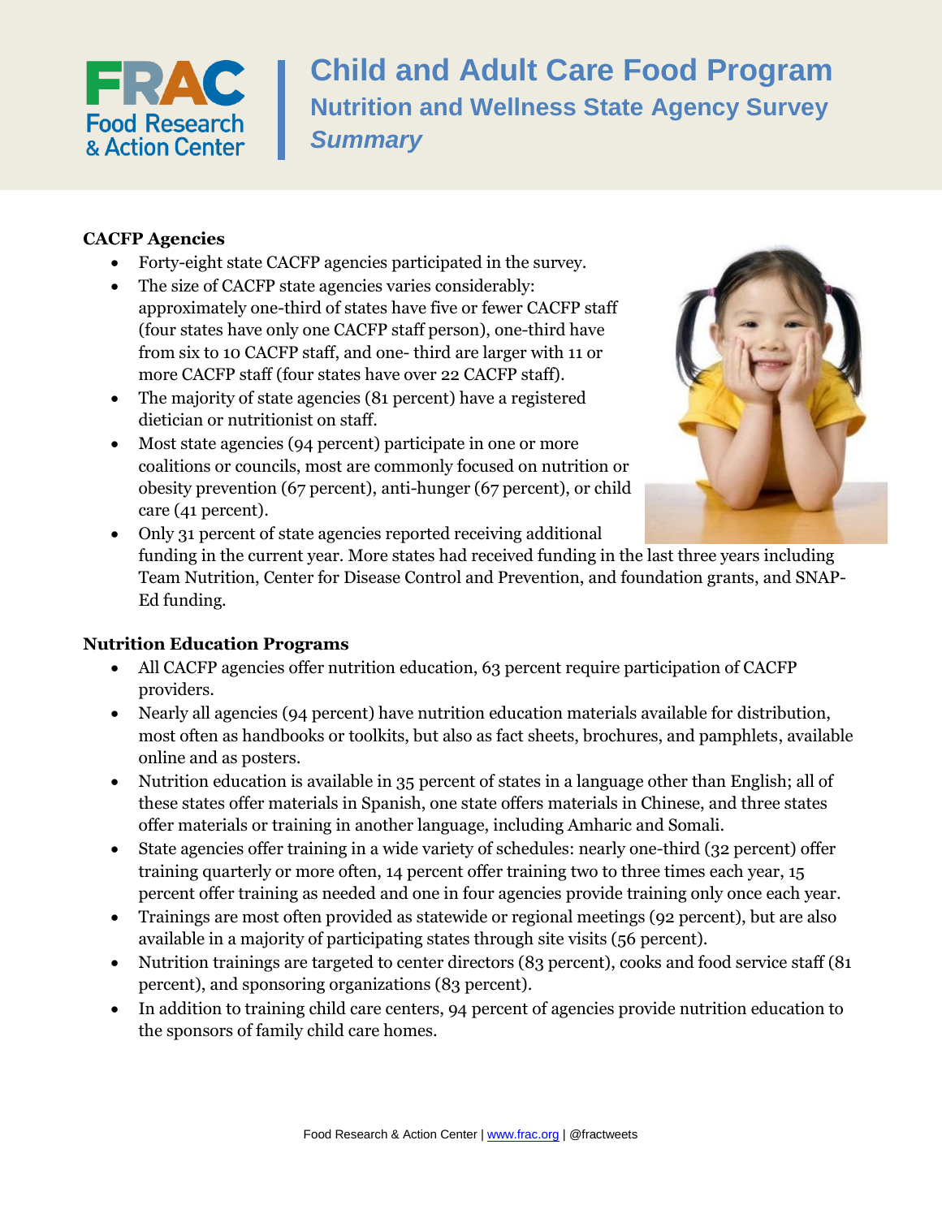# Child and Adult Care Food Program

## Nutrition and Wellness State Agency Survey

### *Summary*

**CACFP Agencies**

- Forty-eight state CACFP agencies participated in the survey.
- The size of CACFP state agencies varies considerably: approximately one-third of states have five or fewer CACFP staff (four states have only one CACFP staff person), one-third have from six to 10 CACFP staff, and one- third are larger with 11 or more CACFP staff (four states have over 22 CACFP staff).
- The majority of state agencies (81 percent) have a registered dietician or nutritionist on staff.
- Most state agencies (94 percent) participate in one or more coalitions or councils, most are commonly focused on nutrition or obesity prevention (67 percent), anti-hunger (67 percent), or child care (41 percent).
- Only 31 percent of state agencies reported receiving additional funding in the current year. More states had received funding in the last three years including Team Nutrition, Center for Disease Control and Prevention, and foundation grants, and SNAP-Ed funding.

**Nutrition Education Programs**

- All CACFP agencies offer nutrition education, 63 percent require participation of CACFP providers.
- Nearly all agencies (94 percent) have nutrition education materials available for distribution, most often as handbooks or toolkits, but also as fact sheets, brochures, and pamphlets, available online and as posters.
- Nutrition education is available in 35 percent of states in a language other than English; all of these states offer materials in Spanish, one state offers materials in Chinese, and three states offer materials or training in another language, including Amharic and Somali.
- State agencies offer training in a wide variety of schedules: nearly one-third (32 percent) offer training quarterly or more often, 14 percent offer training two to three times each year, 15 percent offer training as needed and one in four agencies provide training only once each year.
- Trainings are most often provided as statewide or regional meetings (92 percent), but are also available in a majority of participating states through site visits (56 percent).
- Nutrition trainings are targeted to center directors (83 percent), cooks and food service staff (81 percent), and sponsoring organizations (83 percent).
- In addition to training child care centers, 94 percent of agencies provide nutrition education to the sponsors of family child care homes.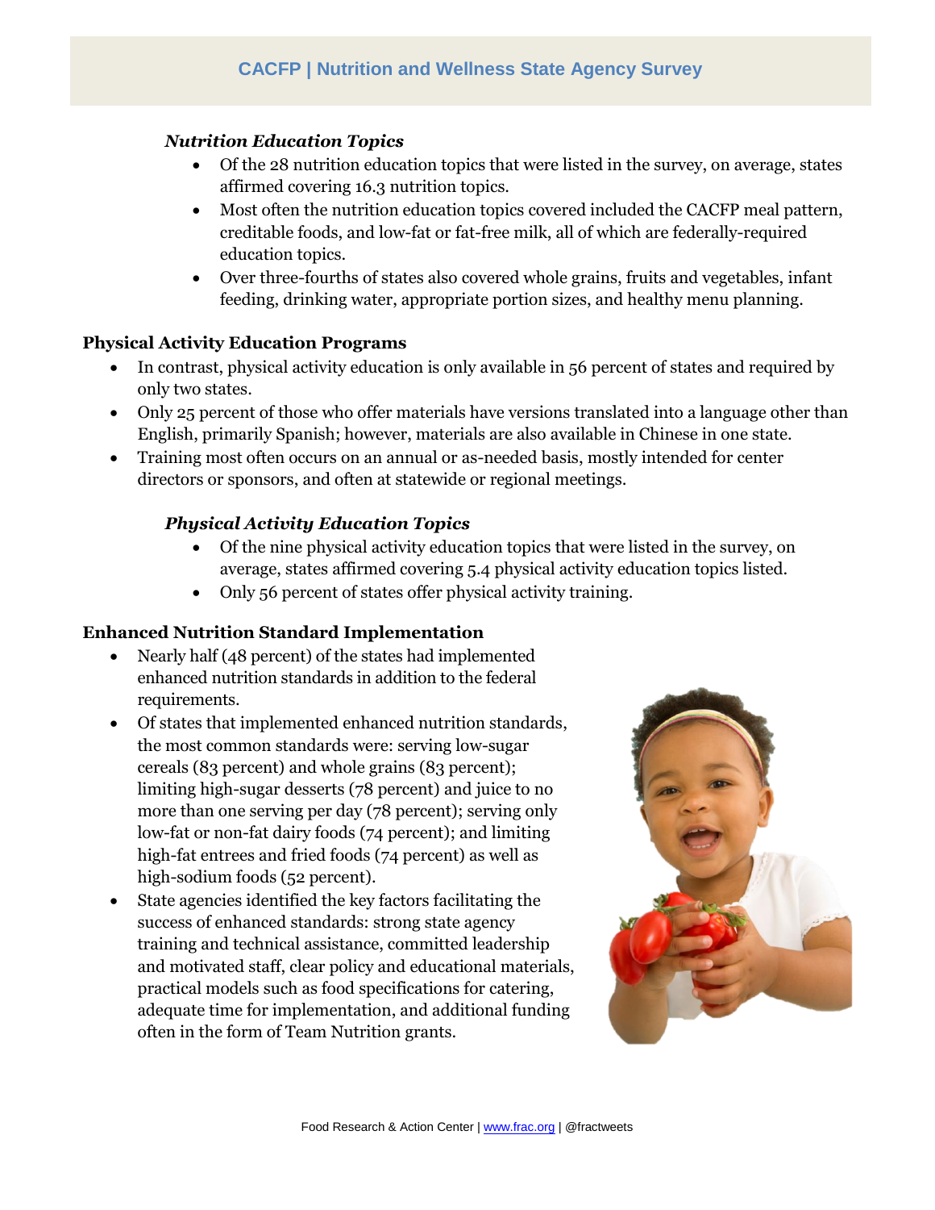### *Nutrition Education Topics*

- Of the 28 nutrition education topics that were listed in the survey, on average, states affirmed covering 16.3 nutrition topics.
- Most often the nutrition education topics covered included the CACFP meal pattern, creditable foods, and low-fat or fat-free milk, all of which are federally-required education topics.
- Over three-fourths of states also covered whole grains, fruits and vegetables, infant feeding, drinking water, appropriate portion sizes, and healthy menu planning.

## Physical Activity Education Programs

- In contrast, physical activity education is only available in 56 percent of states and required by only two states.
- Only 25 percent of those who offer materials have versions translated into a language other than English, primarily Spanish; however, materials are also available in Chinese in one state.
- Training most often occurs on an annual or as-needed basis, mostly intended for center directors or sponsors, and often at statewide or regional meetings.

### *Physical Activity Education Topics*

- Of the nine physical activity education topics that were listed in the survey, on average, states affirmed covering 5.4 physical activity education topics listed.
- Only 56 percent of states offer physical activity training.

## Enhanced Nutrition Standard Implementation

- Nearly half (48 percent) of the states had implemented enhanced nutrition standards in addition to the federal requirements.
- Of states that implemented enhanced nutrition standards, the most common standards were: serving low-sugar cereals (83 percent) and whole grains (83 percent); limiting high-sugar desserts (78 percent) and juice to no more than one serving per day (78 percent); serving only low-fat or non-fat dairy foods (74 percent); and limiting high-fat entrees and fried foods (74 percent) as well as high-sodium foods (52 percent).
- State agencies identified the key factors facilitating the success of enhanced standards: strong state agency training and technical assistance, committed leadership and motivated staff, clear policy and educational materials, practical models such as food specifications for catering, adequate time for implementation, and additional funding often in the form of Team Nutrition grants.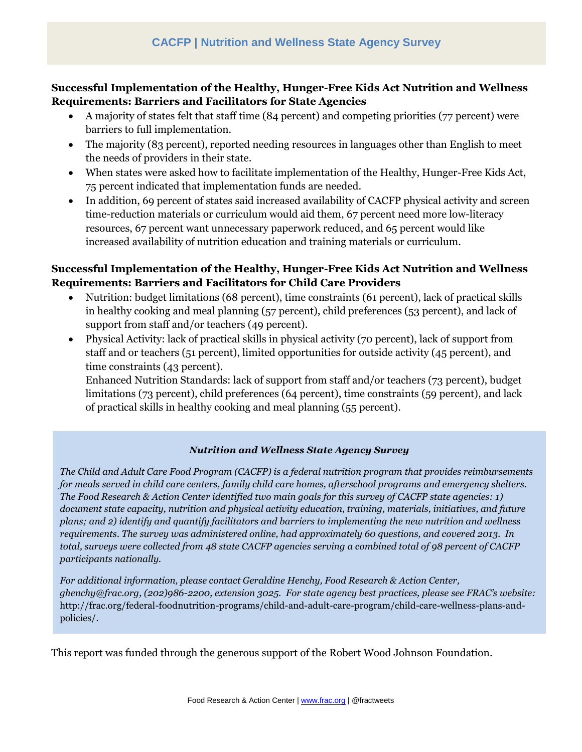## Successful Implementation of the Healthy, Hunger-Free Kids Act Nutrition and Wellness Requirements: Barriers and Facilitators for State Agencies

- A majority of states felt that staff time (84 percent) and competing priorities (77 percent) were barriers to full implementation.
- The majority (83 percent), reported needing resources in languages other than English to meet the needs of providers in their state.
- When states were asked how to facilitate implementation of the Healthy, Hunger-Free Kids Act, 75 percent indicated that implementation funds are needed.
- In addition, 69 percent of states said increased availability of CACFP physical activity and screen time-reduction materials or curriculum would aid them, 67 percent need more low-literacy resources, 67 percent want unnecessary paperwork reduced, and 65 percent would like increased availability of nutrition education and training materials or curriculum.

## Successful Implementation of the Healthy, Hunger-Free Kids Act Nutrition and Wellness Requirements: Barriers and Facilitators for Child Care Providers

- Nutrition: budget limitations (68 percent), time constraints (61 percent), lack of practical skills in healthy cooking and meal planning (57 percent), child preferences (53 percent), and lack of support from staff and/or teachers (49 percent).
- Physical Activity: lack of practical skills in physical activity (70 percent), lack of support from staff and or teachers (51 percent), limited opportunities for outside activity (45 percent), and time constraints (43 percent).
  Enhanced Nutrition Standards: lack of support from staff and/or teachers (73 percent), budget limitations (73 percent), child preferences (64 percent), time constraints (59 percent), and lack of practical skills in healthy cooking and meal planning (55 percent).

### *Nutrition and Wellness State Agency Survey*

*The Child and Adult Care Food Program (CACFP) is a federal nutrition program that provides reimbursements for meals served in child care centers, family child care homes, afterschool programs and emergency shelters. The Food Research & Action Center identified two main goals for this survey of CACFP state agencies: 1) document state capacity, nutrition and physical activity education, training, materials, initiatives, and future plans; and 2) identify and quantify facilitators and barriers to implementing the new nutrition and wellness requirements. The survey was administered online, had approximately 60 questions, and covered 2013. In total, surveys were collected from 48 state CACFP agencies serving a combined total of 98 percent of CACFP participants nationally.*

*For additional information, please contact Geraldine Henchy, Food Research & Action Center, ghenchy@frac.org, (202)986-2200, extension 3025. For state agency best practices, please see FRAC's website:* http://frac.org/federal-foodnutrition-programs/child-and-adult-care-program/child-care-wellness-plans-and-policies/.

This report was funded through the generous support of the Robert Wood Johnson Foundation.

Food Research & Action Center | www.frac.org | @fractweets